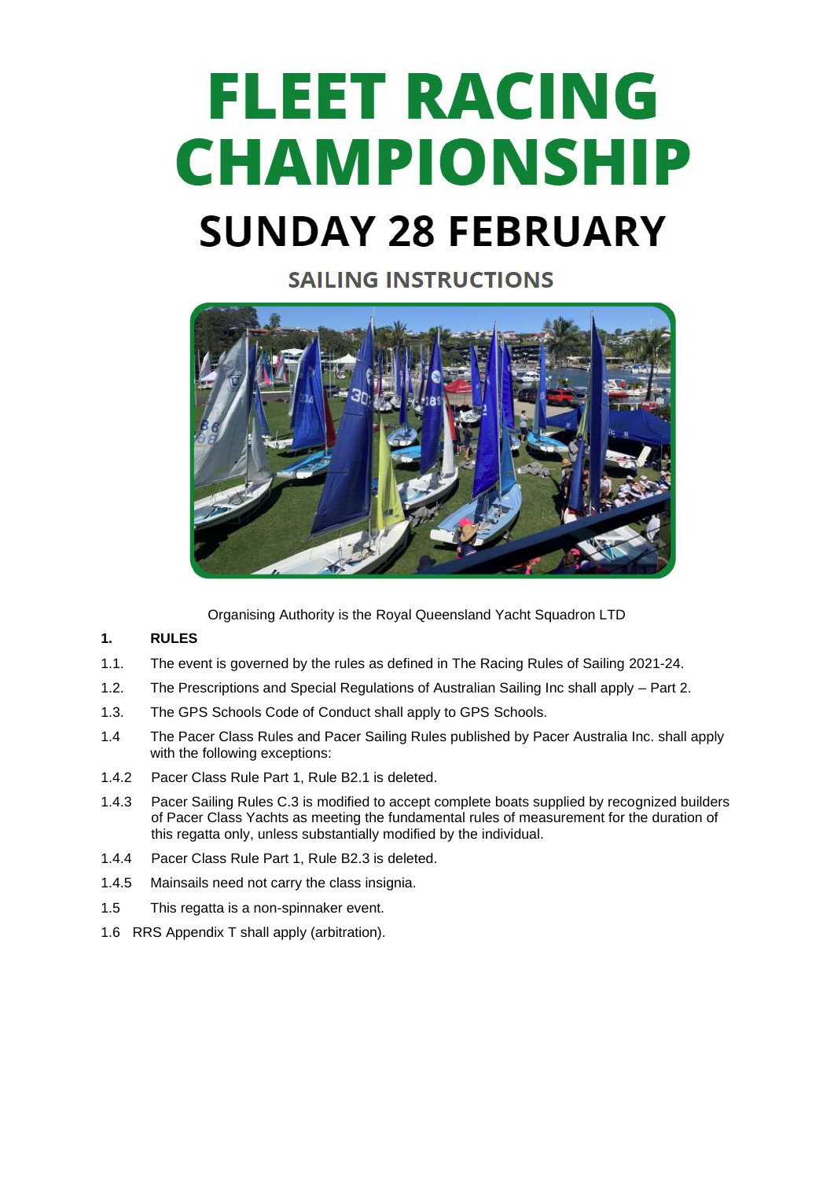# FLEET RACING CHAMPIONSHIP

## SUNDAY 28 FEBRUARY

### SAILING INSTRUCTIONS

Organising Authority is the Royal Queensland Yacht Squadron LTD

**1. RULES**

1.1. The event is governed by the rules as defined in The Racing Rules of Sailing 2021-24.

1.2. The Prescriptions and Special Regulations of Australian Sailing Inc shall apply – Part 2.

1.3. The GPS Schools Code of Conduct shall apply to GPS Schools.

1.4 The Pacer Class Rules and Pacer Sailing Rules published by Pacer Australia Inc. shall apply with the following exceptions:

1.4.2 Pacer Class Rule Part 1, Rule B2.1 is deleted.

1.4.3 Pacer Sailing Rules C.3 is modified to accept complete boats supplied by recognized builders of Pacer Class Yachts as meeting the fundamental rules of measurement for the duration of this regatta only, unless substantially modified by the individual.

1.4.4 Pacer Class Rule Part 1, Rule B2.3 is deleted.

1.4.5 Mainsails need not carry the class insignia.

1.5 This regatta is a non-spinnaker event.

1.6 RRS Appendix T shall apply (arbitration).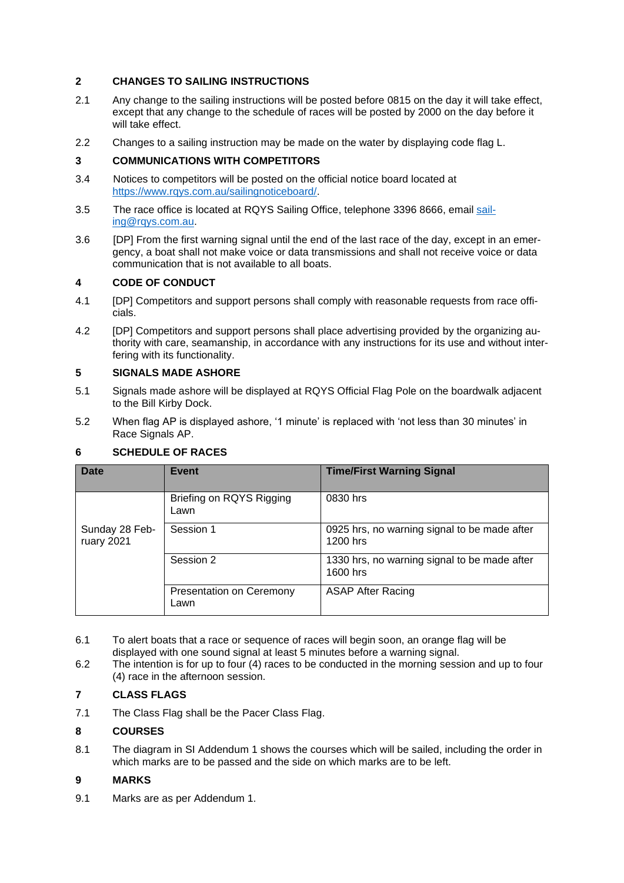## 2 CHANGES TO SAILING INSTRUCTIONS

2.1 Any change to the sailing instructions will be posted before 0815 on the day it will take effect, except that any change to the schedule of races will be posted by 2000 on the day before it will take effect.

2.2 Changes to a sailing instruction may be made on the water by displaying code flag L.

## 3 COMMUNICATIONS WITH COMPETITORS

3.4 Notices to competitors will be posted on the official notice board located at https://www.rqys.com.au/sailingnoticeboard/.

3.5 The race office is located at RQYS Sailing Office, telephone 3396 8666, email sailing@rqys.com.au.

3.6 [DP] From the first warning signal until the end of the last race of the day, except in an emergency, a boat shall not make voice or data transmissions and shall not receive voice or data communication that is not available to all boats.

## 4 CODE OF CONDUCT

4.1 [DP] Competitors and support persons shall comply with reasonable requests from race officials.

4.2 [DP] Competitors and support persons shall place advertising provided by the organizing authority with care, seamanship, in accordance with any instructions for its use and without interfering with its functionality.

## 5 SIGNALS MADE ASHORE

5.1 Signals made ashore will be displayed at RQYS Official Flag Pole on the boardwalk adjacent to the Bill Kirby Dock.

5.2 When flag AP is displayed ashore, '1 minute' is replaced with 'not less than 30 minutes' in Race Signals AP.

## 6 SCHEDULE OF RACES

| Date | Event | Time/First Warning Signal |
|---|---|---|
| Sunday 28 February 2021 | Briefing on RQYS Rigging Lawn | 0830 hrs |
| | Session 1 | 0925 hrs, no warning signal to be made after 1200 hrs |
| | Session 2 | 1330 hrs, no warning signal to be made after 1600 hrs |
| | Presentation on Ceremony Lawn | ASAP After Racing |

6.1 To alert boats that a race or sequence of races will begin soon, an orange flag will be displayed with one sound signal at least 5 minutes before a warning signal.

6.2 The intention is for up to four (4) races to be conducted in the morning session and up to four (4) race in the afternoon session.

## 7 CLASS FLAGS

7.1 The Class Flag shall be the Pacer Class Flag.

## 8 COURSES

8.1 The diagram in SI Addendum 1 shows the courses which will be sailed, including the order in which marks are to be passed and the side on which marks are to be left.

## 9 MARKS

9.1 Marks are as per Addendum 1.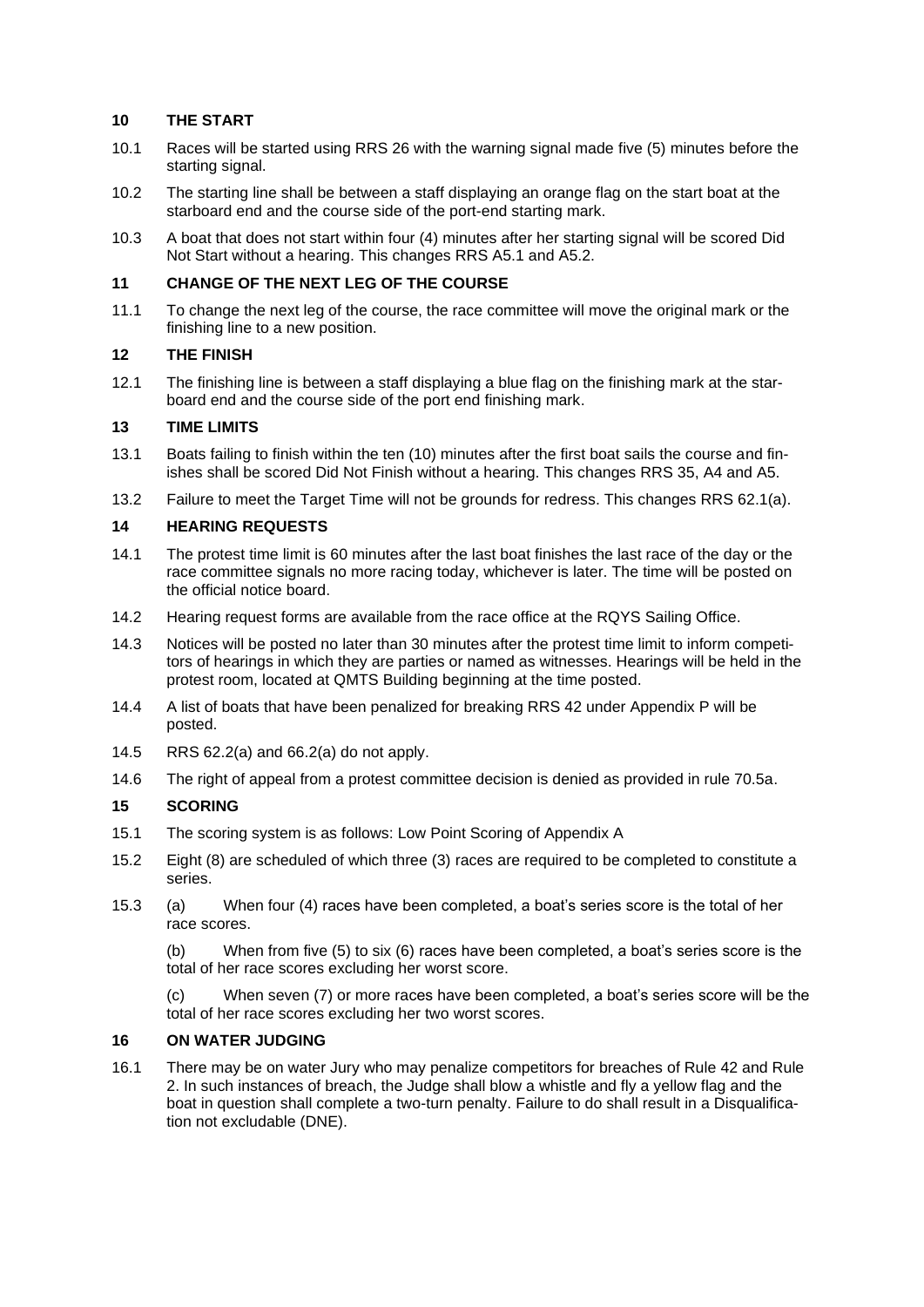## 10 THE START

10.1 Races will be started using RRS 26 with the warning signal made five (5) minutes before the starting signal.

10.2 The starting line shall be between a staff displaying an orange flag on the start boat at the starboard end and the course side of the port-end starting mark.

10.3 A boat that does not start within four (4) minutes after her starting signal will be scored Did Not Start without a hearing. This changes RRS A5.1 and A5.2.

## 11 CHANGE OF THE NEXT LEG OF THE COURSE

11.1 To change the next leg of the course, the race committee will move the original mark or the finishing line to a new position.

## 12 THE FINISH

12.1 The finishing line is between a staff displaying a blue flag on the finishing mark at the starboard end and the course side of the port end finishing mark.

## 13 TIME LIMITS

13.1 Boats failing to finish within the ten (10) minutes after the first boat sails the course and finishes shall be scored Did Not Finish without a hearing. This changes RRS 35, A4 and A5.

13.2 Failure to meet the Target Time will not be grounds for redress. This changes RRS 62.1(a).

## 14 HEARING REQUESTS

14.1 The protest time limit is 60 minutes after the last boat finishes the last race of the day or the race committee signals no more racing today, whichever is later. The time will be posted on the official notice board.

14.2 Hearing request forms are available from the race office at the RQYS Sailing Office.

14.3 Notices will be posted no later than 30 minutes after the protest time limit to inform competitors of hearings in which they are parties or named as witnesses. Hearings will be held in the protest room, located at QMTS Building beginning at the time posted.

14.4 A list of boats that have been penalized for breaking RRS 42 under Appendix P will be posted.

14.5 RRS 62.2(a) and 66.2(a) do not apply.

14.6 The right of appeal from a protest committee decision is denied as provided in rule 70.5a.

## 15 SCORING

15.1 The scoring system is as follows: Low Point Scoring of Appendix A

15.2 Eight (8) are scheduled of which three (3) races are required to be completed to constitute a series.

15.3 (a) When four (4) races have been completed, a boat's series score is the total of her race scores.

(b) When from five (5) to six (6) races have been completed, a boat's series score is the total of her race scores excluding her worst score.

(c) When seven (7) or more races have been completed, a boat's series score will be the total of her race scores excluding her two worst scores.

## 16 ON WATER JUDGING

16.1 There may be on water Jury who may penalize competitors for breaches of Rule 42 and Rule 2. In such instances of breach, the Judge shall blow a whistle and fly a yellow flag and the boat in question shall complete a two-turn penalty. Failure to do shall result in a Disqualification not excludable (DNE).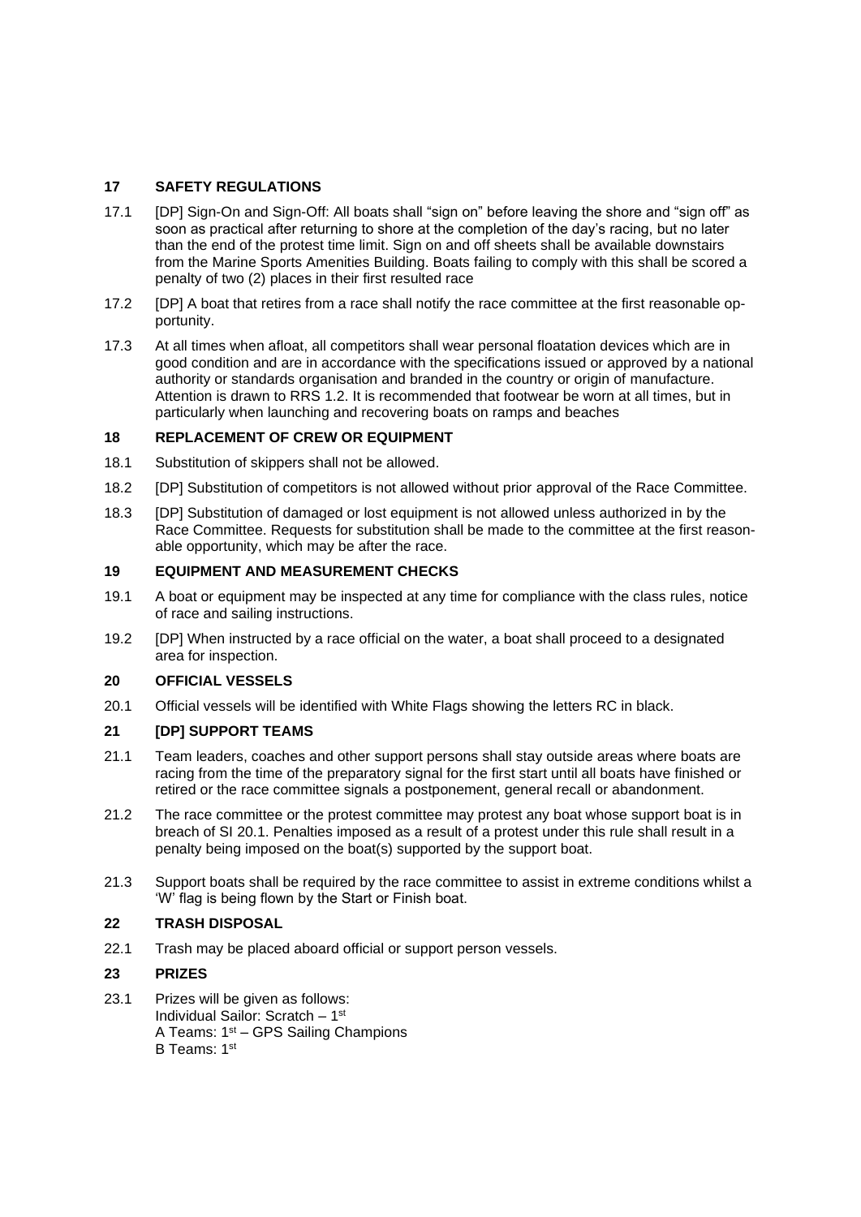## 17 SAFETY REGULATIONS

17.1 [DP] Sign-On and Sign-Off: All boats shall "sign on" before leaving the shore and "sign off" as soon as practical after returning to shore at the completion of the day's racing, but no later than the end of the protest time limit. Sign on and off sheets shall be available downstairs from the Marine Sports Amenities Building. Boats failing to comply with this shall be scored a penalty of two (2) places in their first resulted race

17.2 [DP] A boat that retires from a race shall notify the race committee at the first reasonable opportunity.

17.3 At all times when afloat, all competitors shall wear personal floatation devices which are in good condition and are in accordance with the specifications issued or approved by a national authority or standards organisation and branded in the country or origin of manufacture. Attention is drawn to RRS 1.2. It is recommended that footwear be worn at all times, but in particularly when launching and recovering boats on ramps and beaches

## 18 REPLACEMENT OF CREW OR EQUIPMENT

18.1 Substitution of skippers shall not be allowed.

18.2 [DP] Substitution of competitors is not allowed without prior approval of the Race Committee.

18.3 [DP] Substitution of damaged or lost equipment is not allowed unless authorized in by the Race Committee. Requests for substitution shall be made to the committee at the first reasonable opportunity, which may be after the race.

## 19 EQUIPMENT AND MEASUREMENT CHECKS

19.1 A boat or equipment may be inspected at any time for compliance with the class rules, notice of race and sailing instructions.

19.2 [DP] When instructed by a race official on the water, a boat shall proceed to a designated area for inspection.

## 20 OFFICIAL VESSELS

20.1 Official vessels will be identified with White Flags showing the letters RC in black.

## 21 [DP] SUPPORT TEAMS

21.1 Team leaders, coaches and other support persons shall stay outside areas where boats are racing from the time of the preparatory signal for the first start until all boats have finished or retired or the race committee signals a postponement, general recall or abandonment.

21.2 The race committee or the protest committee may protest any boat whose support boat is in breach of SI 20.1. Penalties imposed as a result of a protest under this rule shall result in a penalty being imposed on the boat(s) supported by the support boat.

21.3 Support boats shall be required by the race committee to assist in extreme conditions whilst a 'W' flag is being flown by the Start or Finish boat.

## 22 TRASH DISPOSAL

22.1 Trash may be placed aboard official or support person vessels.

## 23 PRIZES

23.1 Prizes will be given as follows:
Individual Sailor: Scratch – 1st
A Teams: 1st – GPS Sailing Champions
B Teams: 1st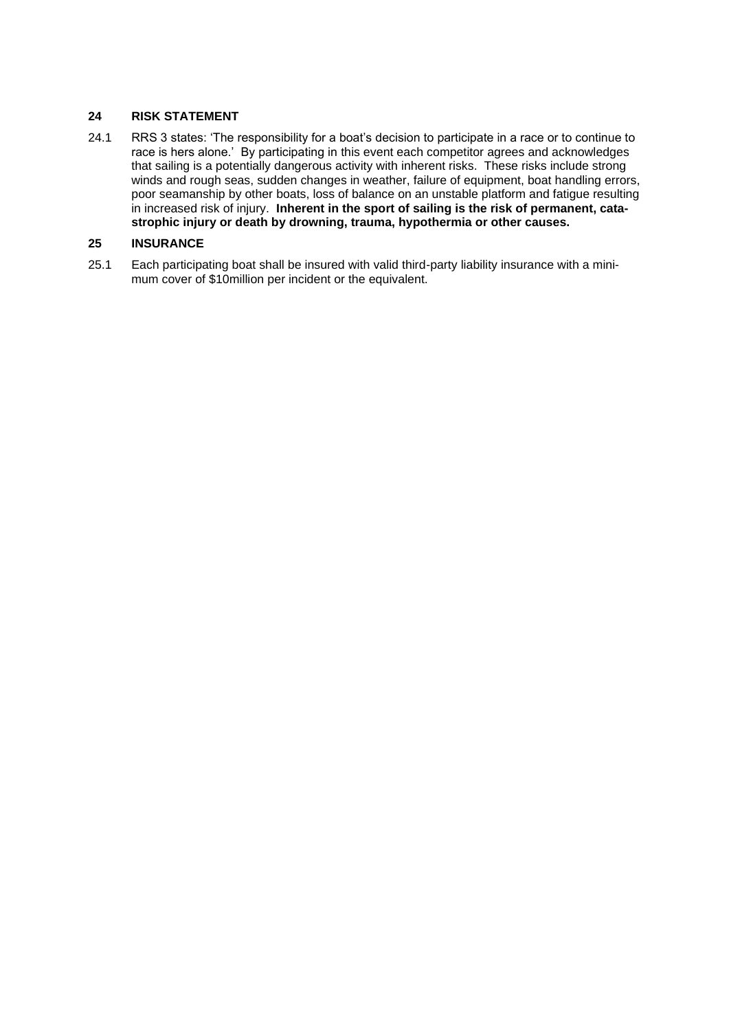## 24 RISK STATEMENT

24.1 RRS 3 states: 'The responsibility for a boat's decision to participate in a race or to continue to race is hers alone.' By participating in this event each competitor agrees and acknowledges that sailing is a potentially dangerous activity with inherent risks. These risks include strong winds and rough seas, sudden changes in weather, failure of equipment, boat handling errors, poor seamanship by other boats, loss of balance on an unstable platform and fatigue resulting in increased risk of injury. **Inherent in the sport of sailing is the risk of permanent, catastrophic injury or death by drowning, trauma, hypothermia or other causes.**

## 25 INSURANCE

25.1 Each participating boat shall be insured with valid third-party liability insurance with a minimum cover of $10million per incident or the equivalent.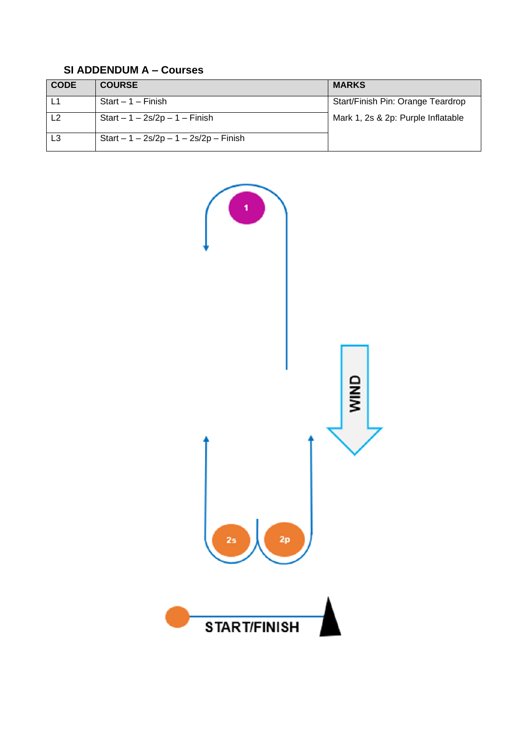## SI ADDENDUM A – Courses

| CODE | COURSE | MARKS |
|---|---|---|
| L1 | Start – 1 – Finish | Start/Finish Pin: Orange Teardrop |
| L2 | Start – 1 – 2s/2p – 1 – Finish | Mark 1, 2s & 2p: Purple Inflatable |
| L3 | Start – 1 – 2s/2p – 1 – 2s/2p – Finish | |

1

WIND

2s

2p

START/FINISH